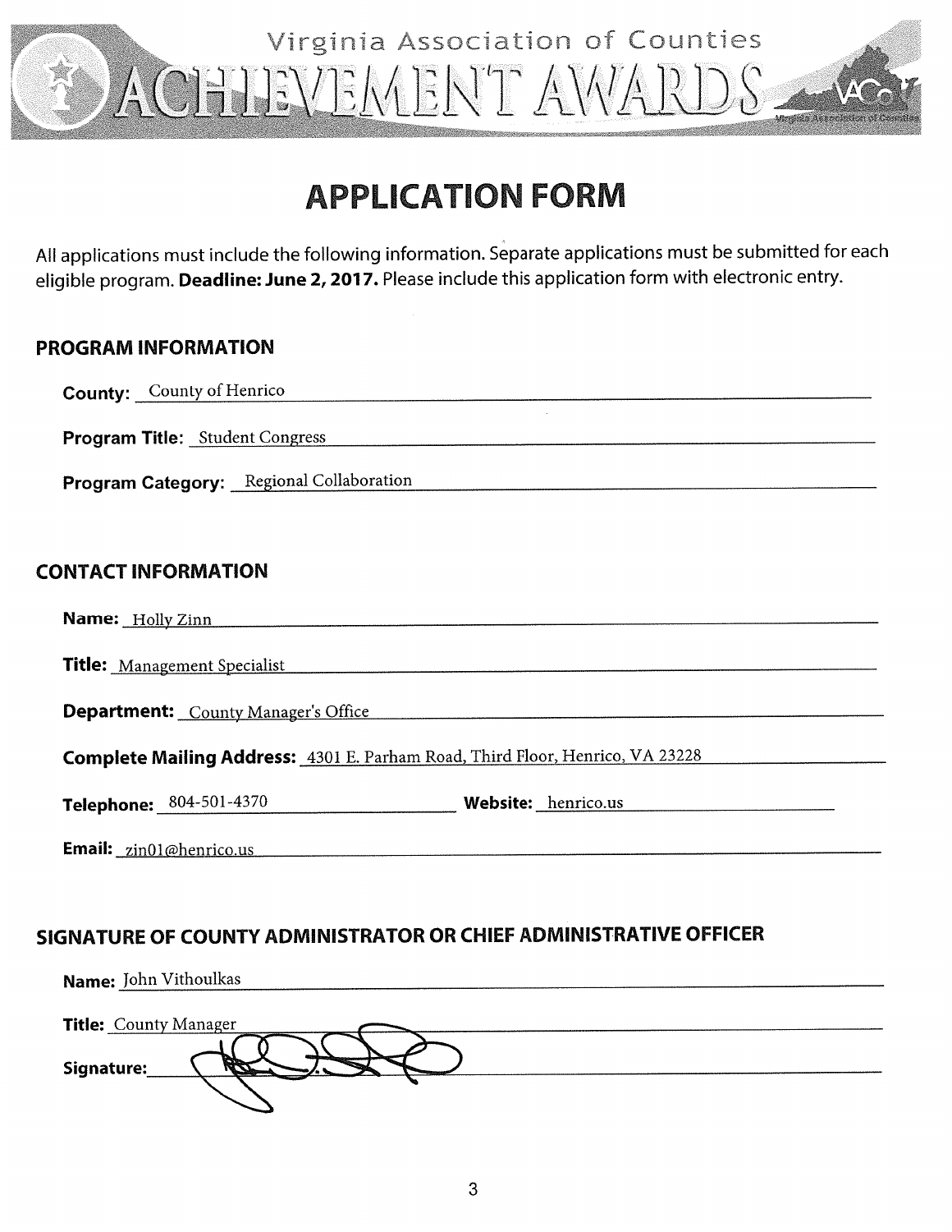Virginia Association of Counties

ACHIEVEMENT AWARDS

# APPLICATION FORM

All applications must include the following information. Separate applications must be submitted for each eligible program. **Deadline: June 2, 2017.** Please include this application form with electronic entry.

## PROGRAM INFORMATION

**County:** County of Henrico

**Program Title:** Student Congress

**Program Category:** Regional Collaboration

## CONTACT INFORMATION

**Name:** Holly Zinn

**Title:** Management Specialist

**Department:** County Manager's Office

**Complete Mailing Address:** 4301 E. Parham Road, Third Floor, Henrico, VA 23228

**Telephone:** 804-501-4370 **Website:** henrico.us

**Email:** zin01@henrico.us

## SIGNATURE OF COUNTY ADMINISTRATOR OR CHIEF ADMINISTRATIVE OFFICER

**Name:** John Vithoulkas

**Title:** County Manager

**Signature:**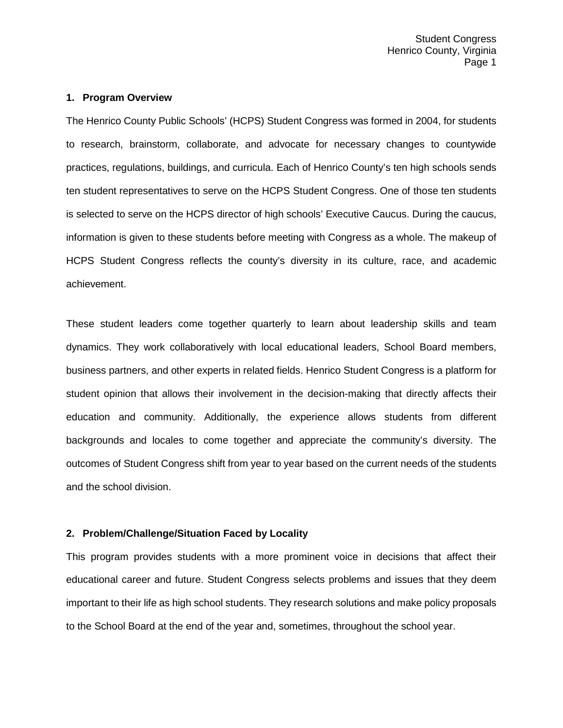## 1. Program Overview

The Henrico County Public Schools' (HCPS) Student Congress was formed in 2004, for students to research, brainstorm, collaborate, and advocate for necessary changes to countywide practices, regulations, buildings, and curricula. Each of Henrico County's ten high schools sends ten student representatives to serve on the HCPS Student Congress. One of those ten students is selected to serve on the HCPS director of high schools' Executive Caucus. During the caucus, information is given to these students before meeting with Congress as a whole. The makeup of HCPS Student Congress reflects the county's diversity in its culture, race, and academic achievement.

These student leaders come together quarterly to learn about leadership skills and team dynamics. They work collaboratively with local educational leaders, School Board members, business partners, and other experts in related fields. Henrico Student Congress is a platform for student opinion that allows their involvement in the decision-making that directly affects their education and community. Additionally, the experience allows students from different backgrounds and locales to come together and appreciate the community's diversity. The outcomes of Student Congress shift from year to year based on the current needs of the students and the school division.

## 2. Problem/Challenge/Situation Faced by Locality

This program provides students with a more prominent voice in decisions that affect their educational career and future. Student Congress selects problems and issues that they deem important to their life as high school students. They research solutions and make policy proposals to the School Board at the end of the year and, sometimes, throughout the school year.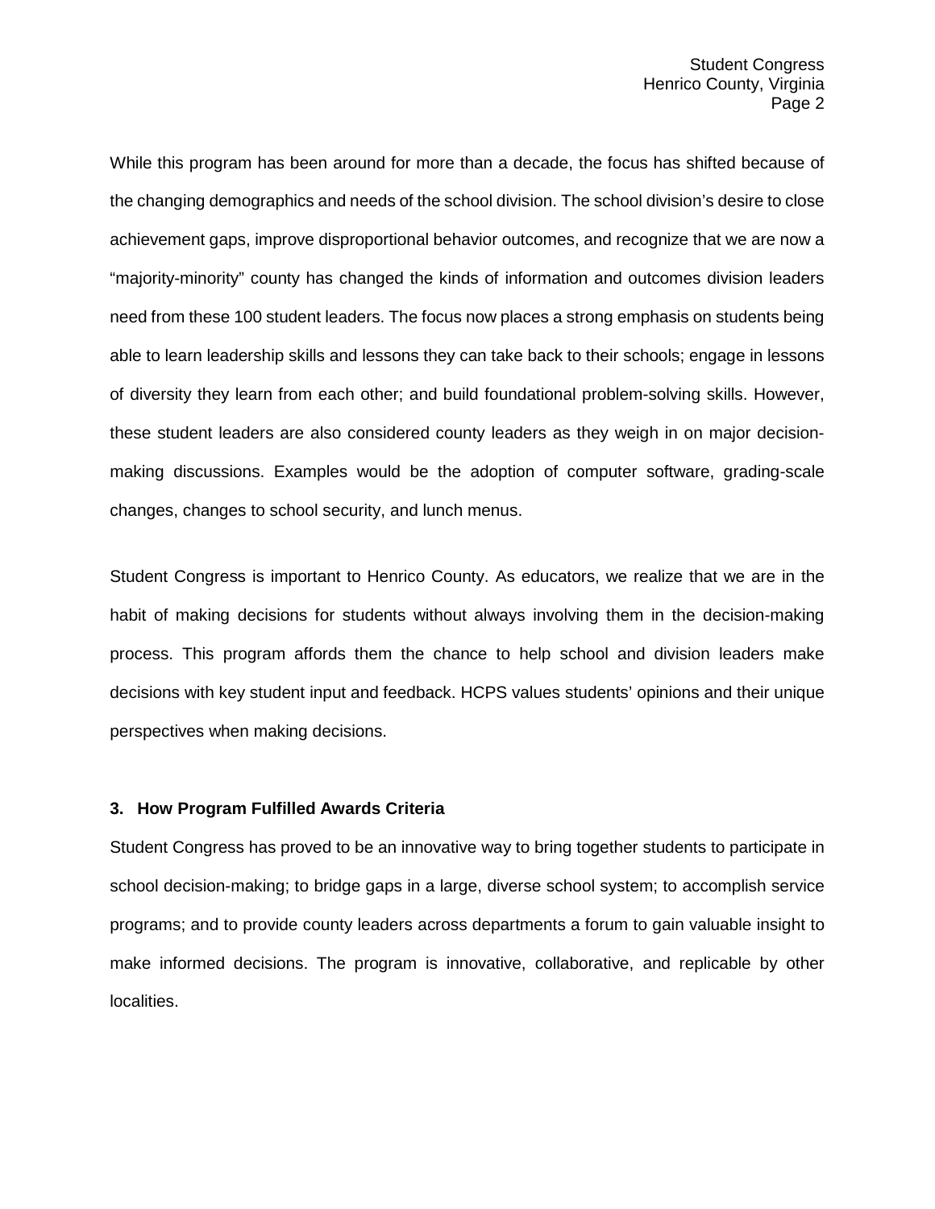While this program has been around for more than a decade, the focus has shifted because of the changing demographics and needs of the school division. The school division's desire to close achievement gaps, improve disproportional behavior outcomes, and recognize that we are now a "majority-minority" county has changed the kinds of information and outcomes division leaders need from these 100 student leaders. The focus now places a strong emphasis on students being able to learn leadership skills and lessons they can take back to their schools; engage in lessons of diversity they learn from each other; and build foundational problem-solving skills. However, these student leaders are also considered county leaders as they weigh in on major decision-making discussions. Examples would be the adoption of computer software, grading-scale changes, changes to school security, and lunch menus.

Student Congress is important to Henrico County. As educators, we realize that we are in the habit of making decisions for students without always involving them in the decision-making process. This program affords them the chance to help school and division leaders make decisions with key student input and feedback. HCPS values students' opinions and their unique perspectives when making decisions.

### 3. How Program Fulfilled Awards Criteria

Student Congress has proved to be an innovative way to bring together students to participate in school decision-making; to bridge gaps in a large, diverse school system; to accomplish service programs; and to provide county leaders across departments a forum to gain valuable insight to make informed decisions. The program is innovative, collaborative, and replicable by other localities.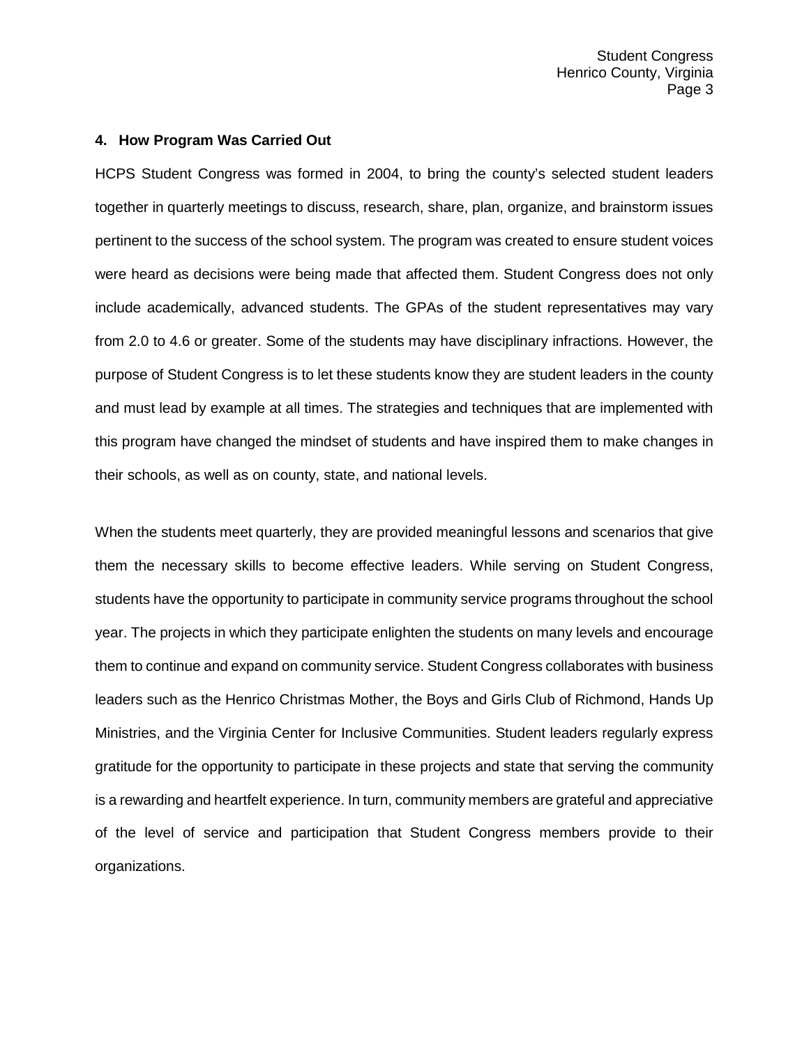#### 4. How Program Was Carried Out

HCPS Student Congress was formed in 2004, to bring the county's selected student leaders together in quarterly meetings to discuss, research, share, plan, organize, and brainstorm issues pertinent to the success of the school system. The program was created to ensure student voices were heard as decisions were being made that affected them. Student Congress does not only include academically, advanced students. The GPAs of the student representatives may vary from 2.0 to 4.6 or greater. Some of the students may have disciplinary infractions. However, the purpose of Student Congress is to let these students know they are student leaders in the county and must lead by example at all times. The strategies and techniques that are implemented with this program have changed the mindset of students and have inspired them to make changes in their schools, as well as on county, state, and national levels.

When the students meet quarterly, they are provided meaningful lessons and scenarios that give them the necessary skills to become effective leaders. While serving on Student Congress, students have the opportunity to participate in community service programs throughout the school year. The projects in which they participate enlighten the students on many levels and encourage them to continue and expand on community service. Student Congress collaborates with business leaders such as the Henrico Christmas Mother, the Boys and Girls Club of Richmond, Hands Up Ministries, and the Virginia Center for Inclusive Communities. Student leaders regularly express gratitude for the opportunity to participate in these projects and state that serving the community is a rewarding and heartfelt experience. In turn, community members are grateful and appreciative of the level of service and participation that Student Congress members provide to their organizations.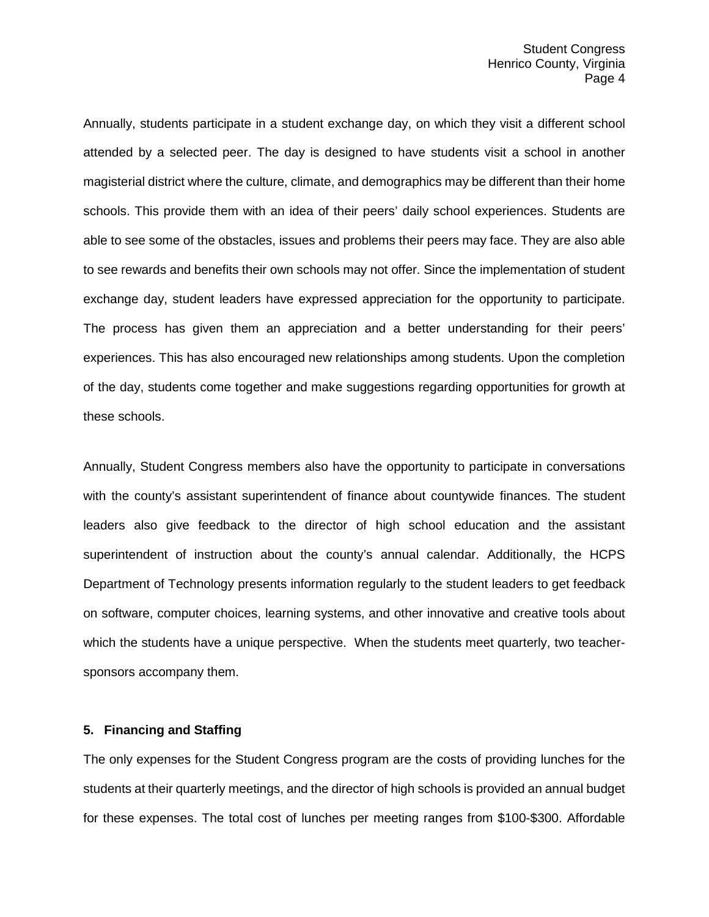Annually, students participate in a student exchange day, on which they visit a different school attended by a selected peer. The day is designed to have students visit a school in another magisterial district where the culture, climate, and demographics may be different than their home schools. This provide them with an idea of their peers' daily school experiences. Students are able to see some of the obstacles, issues and problems their peers may face. They are also able to see rewards and benefits their own schools may not offer. Since the implementation of student exchange day, student leaders have expressed appreciation for the opportunity to participate. The process has given them an appreciation and a better understanding for their peers' experiences. This has also encouraged new relationships among students. Upon the completion of the day, students come together and make suggestions regarding opportunities for growth at these schools.

Annually, Student Congress members also have the opportunity to participate in conversations with the county's assistant superintendent of finance about countywide finances. The student leaders also give feedback to the director of high school education and the assistant superintendent of instruction about the county's annual calendar. Additionally, the HCPS Department of Technology presents information regularly to the student leaders to get feedback on software, computer choices, learning systems, and other innovative and creative tools about which the students have a unique perspective. When the students meet quarterly, two teacher-sponsors accompany them.

### 5. Financing and Staffing

The only expenses for the Student Congress program are the costs of providing lunches for the students at their quarterly meetings, and the director of high schools is provided an annual budget for these expenses. The total cost of lunches per meeting ranges from $100-$300. Affordable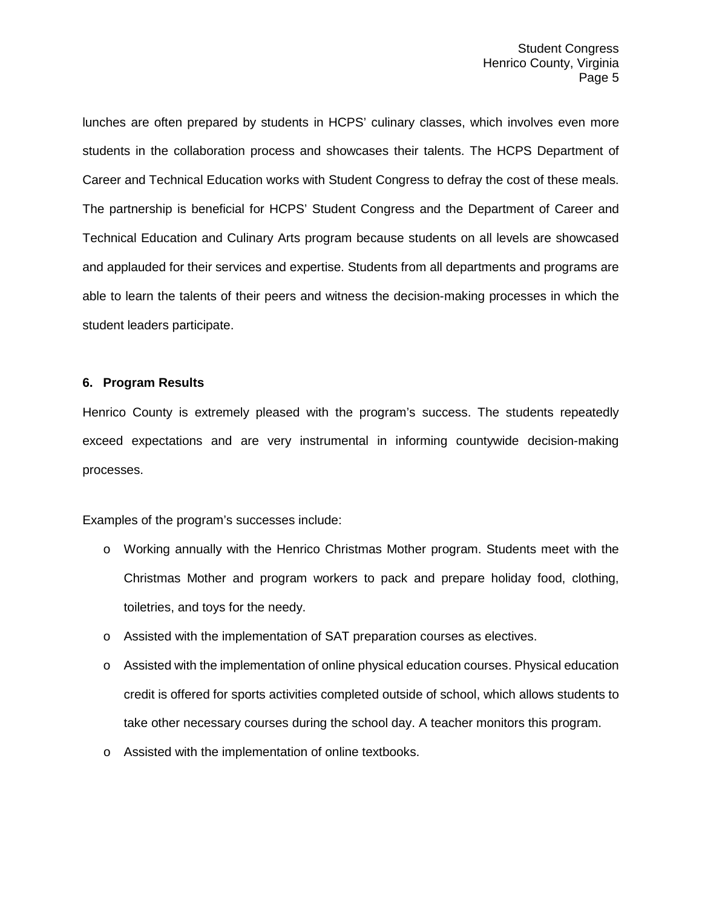lunches are often prepared by students in HCPS' culinary classes, which involves even more students in the collaboration process and showcases their talents. The HCPS Department of Career and Technical Education works with Student Congress to defray the cost of these meals. The partnership is beneficial for HCPS' Student Congress and the Department of Career and Technical Education and Culinary Arts program because students on all levels are showcased and applauded for their services and expertise. Students from all departments and programs are able to learn the talents of their peers and witness the decision-making processes in which the student leaders participate.

### 6. Program Results

Henrico County is extremely pleased with the program's success. The students repeatedly exceed expectations and are very instrumental in informing countywide decision-making processes.

Examples of the program's successes include:

- Working annually with the Henrico Christmas Mother program. Students meet with the Christmas Mother and program workers to pack and prepare holiday food, clothing, toiletries, and toys for the needy.
- Assisted with the implementation of SAT preparation courses as electives.
- Assisted with the implementation of online physical education courses. Physical education credit is offered for sports activities completed outside of school, which allows students to take other necessary courses during the school day. A teacher monitors this program.
- Assisted with the implementation of online textbooks.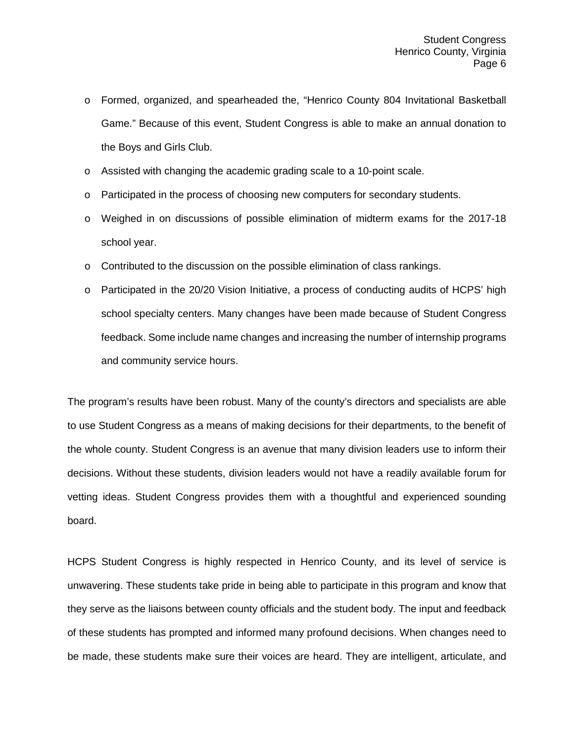- Formed, organized, and spearheaded the, "Henrico County 804 Invitational Basketball Game." Because of this event, Student Congress is able to make an annual donation to the Boys and Girls Club.
- Assisted with changing the academic grading scale to a 10-point scale.
- Participated in the process of choosing new computers for secondary students.
- Weighed in on discussions of possible elimination of midterm exams for the 2017-18 school year.
- Contributed to the discussion on the possible elimination of class rankings.
- Participated in the 20/20 Vision Initiative, a process of conducting audits of HCPS' high school specialty centers. Many changes have been made because of Student Congress feedback. Some include name changes and increasing the number of internship programs and community service hours.

The program's results have been robust. Many of the county's directors and specialists are able to use Student Congress as a means of making decisions for their departments, to the benefit of the whole county. Student Congress is an avenue that many division leaders use to inform their decisions. Without these students, division leaders would not have a readily available forum for vetting ideas. Student Congress provides them with a thoughtful and experienced sounding board.

HCPS Student Congress is highly respected in Henrico County, and its level of service is unwavering. These students take pride in being able to participate in this program and know that they serve as the liaisons between county officials and the student body. The input and feedback of these students has prompted and informed many profound decisions. When changes need to be made, these students make sure their voices are heard. They are intelligent, articulate, and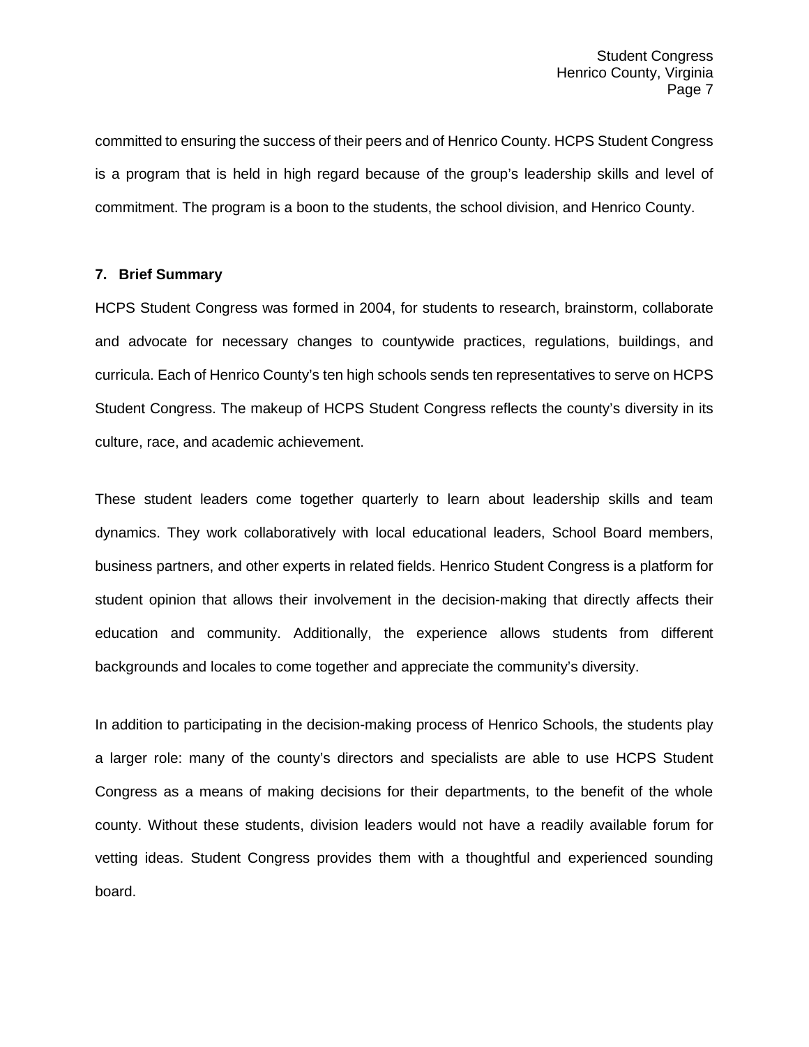committed to ensuring the success of their peers and of Henrico County. HCPS Student Congress is a program that is held in high regard because of the group's leadership skills and level of commitment. The program is a boon to the students, the school division, and Henrico County.

**7. Brief Summary**

HCPS Student Congress was formed in 2004, for students to research, brainstorm, collaborate and advocate for necessary changes to countywide practices, regulations, buildings, and curricula. Each of Henrico County's ten high schools sends ten representatives to serve on HCPS Student Congress. The makeup of HCPS Student Congress reflects the county's diversity in its culture, race, and academic achievement.

These student leaders come together quarterly to learn about leadership skills and team dynamics. They work collaboratively with local educational leaders, School Board members, business partners, and other experts in related fields. Henrico Student Congress is a platform for student opinion that allows their involvement in the decision-making that directly affects their education and community. Additionally, the experience allows students from different backgrounds and locales to come together and appreciate the community's diversity.

In addition to participating in the decision-making process of Henrico Schools, the students play a larger role: many of the county's directors and specialists are able to use HCPS Student Congress as a means of making decisions for their departments, to the benefit of the whole county. Without these students, division leaders would not have a readily available forum for vetting ideas. Student Congress provides them with a thoughtful and experienced sounding board.